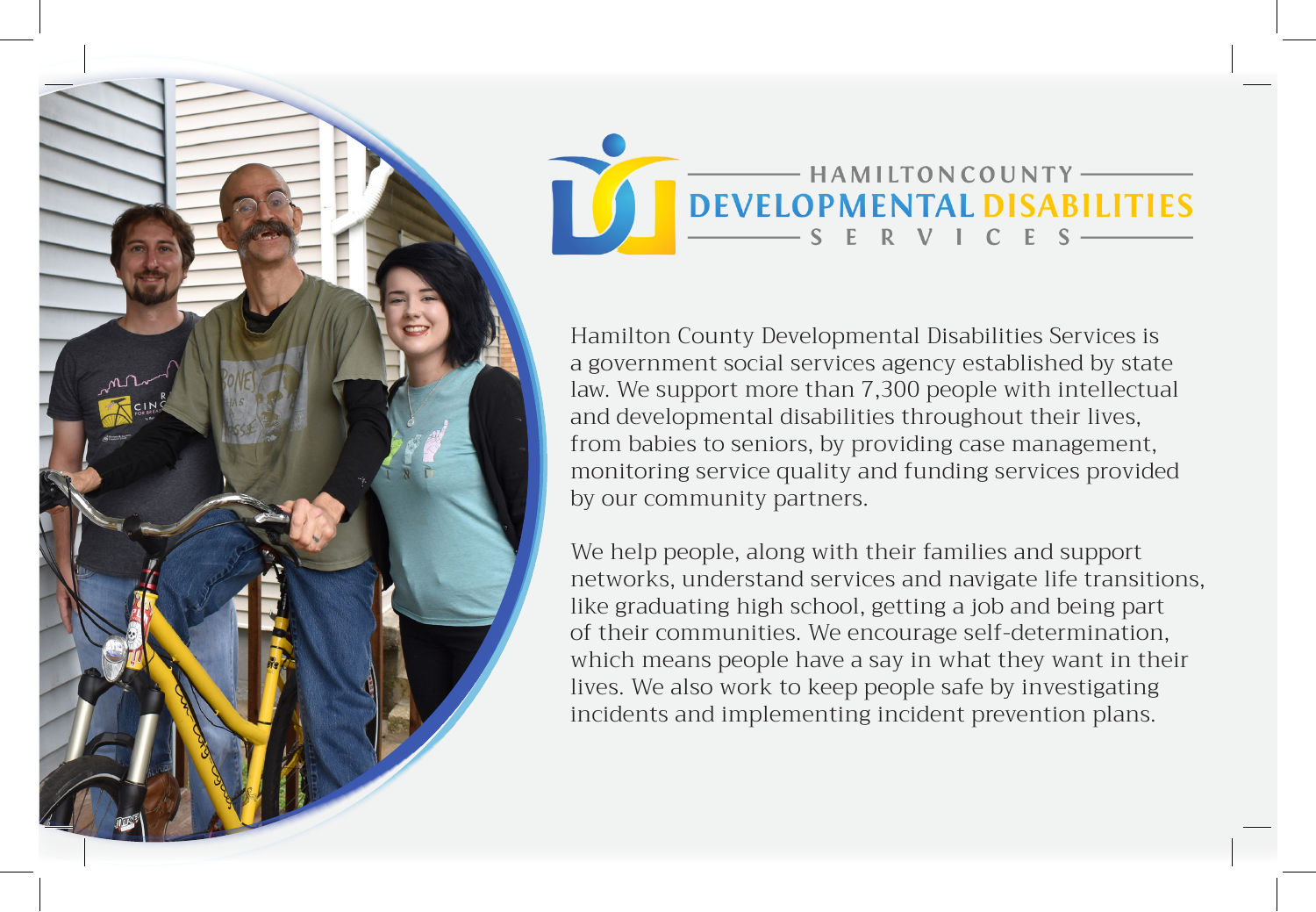# HAMILTON COUNTY DEVELOPMENTAL DISABILITIES SERVICES

Hamilton County Developmental Disabilities Services is a government social services agency established by state law. We support more than 7,300 people with intellectual and developmental disabilities throughout their lives, from babies to seniors, by providing case management, monitoring service quality and funding services provided by our community partners.

We help people, along with their families and support networks, understand services and navigate life transitions, like graduating high school, getting a job and being part of their communities. We encourage self-determination, which means people have a say in what they want in their lives. We also work to keep people safe by investigating incidents and implementing incident prevention plans.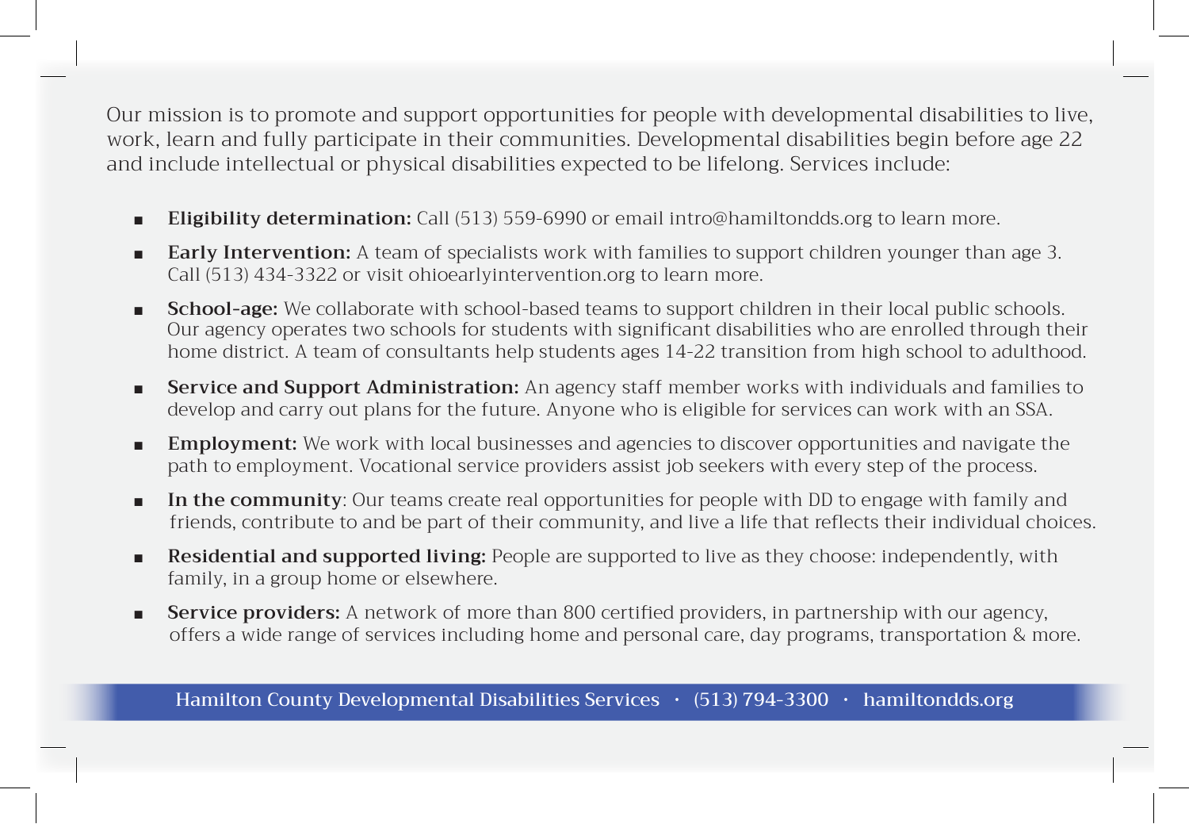Our mission is to promote and support opportunities for people with developmental disabilities to live, work, learn and fully participate in their communities. Developmental disabilities begin before age 22 and include intellectual or physical disabilities expected to be lifelong. Services include:

- **Eligibility determination:** Call (513) 559-6990 or email intro@hamiltondds.org to learn more.
- **Early Intervention:** A team of specialists work with families to support children younger than age 3. Call (513) 434-3322 or visit ohioearlyintervention.org to learn more.
- **School-age:** We collaborate with school-based teams to support children in their local public schools. Our agency operates two schools for students with significant disabilities who are enrolled through their home district. A team of consultants help students ages 14-22 transition from high school to adulthood.
- **Service and Support Administration:** An agency staff member works with individuals and families to develop and carry out plans for the future. Anyone who is eligible for services can work with an SSA.
- **Employment:** We work with local businesses and agencies to discover opportunities and navigate the path to employment. Vocational service providers assist job seekers with every step of the process.
- **In the community**: Our teams create real opportunities for people with DD to engage with family and friends, contribute to and be part of their community, and live a life that reflects their individual choices.
- **Residential and supported living:** People are supported to live as they choose: independently, with family, in a group home or elsewhere.
- **Service providers:** A network of more than 800 certified providers, in partnership with our agency, offers a wide range of services including home and personal care, day programs, transportation & more.

Hamilton County Developmental Disabilities Services • (513) 794-3300 • hamiltondds.org